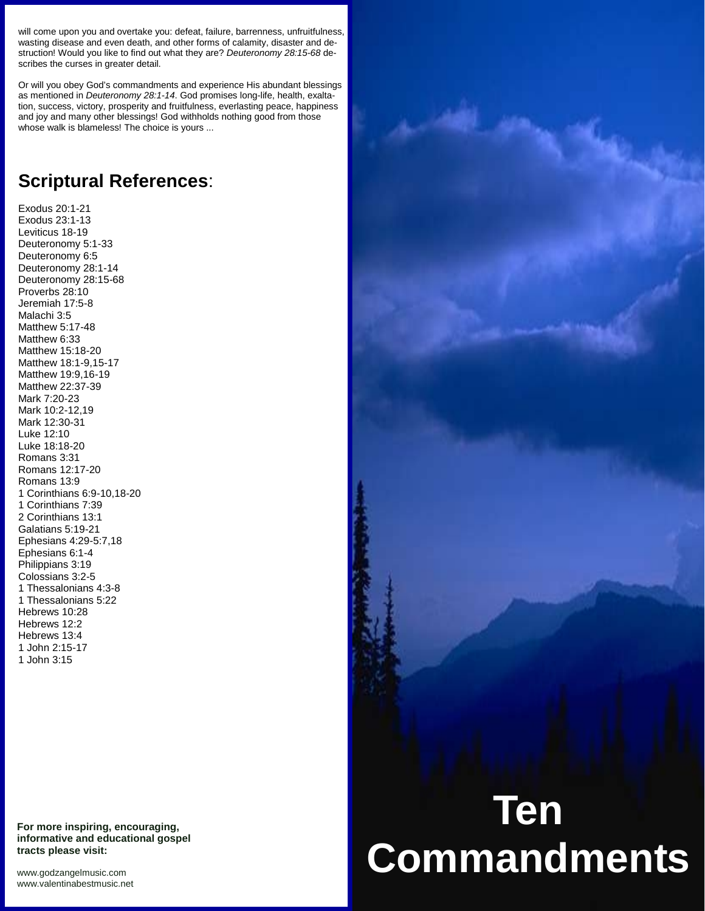will come upon you and overtake you: defeat, failure, barrenness, unfruitfulness, wasting disease and even death, and other forms of calamity, disaster and destruction! Would you like to find out what they are? *Deuteronomy 28:15-68* describes the curses in greater detail.

Or will you obey God's commandments and experience His abundant blessings as mentioned in *Deuteronomy 28:1-14*. God promises long-life, health, exaltation, success, victory, prosperity and fruitfulness, everlasting peace, happiness and joy and many other blessings! God withholds nothing good from those whose walk is blameless! The choice is yours ...

## **Scriptural References**:

Exodus 20:1-21
Exodus 23:1-13
Leviticus 18-19
Deuteronomy 5:1-33
Deuteronomy 6:5
Deuteronomy 28:1-14
Deuteronomy 28:15-68
Proverbs 28:10
Jeremiah 17:5-8
Malachi 3:5
Matthew 5:17-48
Matthew 6:33
Matthew 15:18-20
Matthew 18:1-9,15-17
Matthew 19:9,16-19
Matthew 22:37-39
Mark 7:20-23
Mark 10:2-12,19
Mark 12:30-31
Luke 12:10
Luke 18:18-20
Romans 3:31
Romans 12:17-20
Romans 13:9
1 Corinthians 6:9-10,18-20
1 Corinthians 7:39
2 Corinthians 13:1
Galatians 5:19-21
Ephesians 4:29-5:7,18
Ephesians 6:1-4
Philippians 3:19
Colossians 3:2-5
1 Thessalonians 4:3-8
1 Thessalonians 5:22
Hebrews 10:28
Hebrews 12:2
Hebrews 13:4
1 John 2:15-17
1 John 3:15

**For more inspiring, encouraging, informative and educational gospel tracts please visit:**

www.godzangelmusic.com
www.valentinabestmusic.net

# Ten Commandments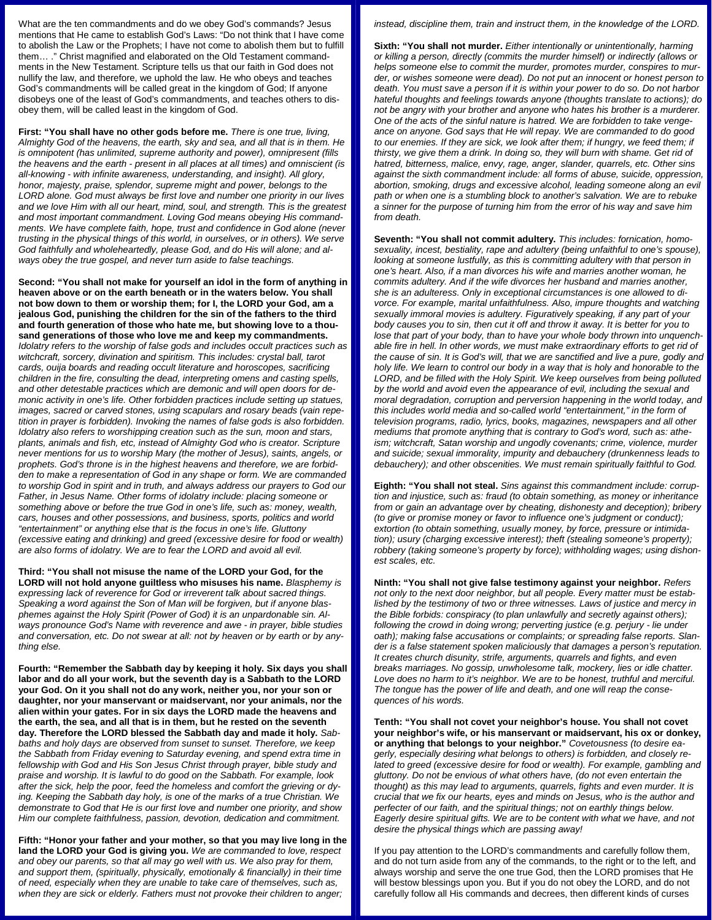What are the ten commandments and do we obey God's commands? Jesus mentions that He came to establish God's Laws: "Do not think that I have come to abolish the Law or the Prophets; I have not come to abolish them but to fulfill them… ." Christ magnified and elaborated on the Old Testament commandments in the New Testament. Scripture tells us that our faith in God does not nullify the law, and therefore, we uphold the law. He who obeys and teaches God's commandments will be called great in the kingdom of God; If anyone disobeys one of the least of God's commandments, and teaches others to disobey them, will be called least in the kingdom of God.

**First: "You shall have no other gods before me.** *There is one true, living, Almighty God of the heavens, the earth, sky and sea, and all that is in them. He is omnipotent (has unlimited, supreme authority and power), omnipresent (fills the heavens and the earth - present in all places at all times) and omniscient (is all-knowing - with infinite awareness, understanding, and insight). All glory, honor, majesty, praise, splendor, supreme might and power, belongs to the LORD alone. God must always be first love and number one priority in our lives and we love Him with all our heart, mind, soul, and strength. This is the greatest and most important commandment. Loving God means obeying His commandments. We have complete faith, hope, trust and confidence in God alone (never trusting in the physical things of this world, in ourselves, or in others). We serve God faithfully and wholeheartedly, please God, and do His will alone; and always obey the true gospel, and never turn aside to false teachings.*

**Second: "You shall not make for yourself an idol in the form of anything in heaven above or on the earth beneath or in the waters below. You shall not bow down to them or worship them; for I, the LORD your God, am a jealous God, punishing the children for the sin of the fathers to the third and fourth generation of those who hate me, but showing love to a thousand generations of those who love me and keep my commandments.** *Idolatry refers to the worship of false gods and includes occult practices such as witchcraft, sorcery, divination and spiritism. This includes: crystal ball, tarot cards, ouija boards and reading occult literature and horoscopes, sacrificing children in the fire, consulting the dead, interpreting omens and casting spells, and other detestable practices which are demonic and will open doors for demonic activity in one's life. Other forbidden practices include setting up statues, images, sacred or carved stones, using scapulars and rosary beads (vain repetition in prayer is forbidden). Invoking the names of false gods is also forbidden. Idolatry also refers to worshipping creation such as the sun, moon and stars, plants, animals and fish, etc, instead of Almighty God who is creator. Scripture never mentions for us to worship Mary (the mother of Jesus), saints, angels, or prophets. God's throne is in the highest heavens and therefore, we are forbidden to make a representation of God in any shape or form. We are commanded to worship God in spirit and in truth, and always address our prayers to God our Father, in Jesus Name. Other forms of idolatry include: placing someone or something above or before the true God in one's life, such as: money, wealth, cars, houses and other possessions, and business, sports, politics and world "entertainment" or anything else that is the focus in one's life. Gluttony (excessive eating and drinking) and greed (excessive desire for food or wealth) are also forms of idolatry. We are to fear the LORD and avoid all evil.*

**Third: "You shall not misuse the name of the LORD your God, for the LORD will not hold anyone guiltless who misuses his name.** *Blasphemy is expressing lack of reverence for God or irreverent talk about sacred things. Speaking a word against the Son of Man will be forgiven, but if anyone blasphemes against the Holy Spirit (Power of God) it is an unpardonable sin. Always pronounce God's Name with reverence and awe - in prayer, bible studies and conversation, etc. Do not swear at all: not by heaven or by earth or by anything else.*

**Fourth: "Remember the Sabbath day by keeping it holy. Six days you shall labor and do all your work, but the seventh day is a Sabbath to the LORD your God. On it you shall not do any work, neither you, nor your son or daughter, nor your manservant or maidservant, nor your animals, nor the alien within your gates. For in six days the LORD made the heavens and the earth, the sea, and all that is in them, but he rested on the seventh day. Therefore the LORD blessed the Sabbath day and made it holy.** *Sabbaths and holy days are observed from sunset to sunset. Therefore, we keep the Sabbath from Friday evening to Saturday evening, and spend extra time in fellowship with God and His Son Jesus Christ through prayer, bible study and praise and worship. It is lawful to do good on the Sabbath. For example, look after the sick, help the poor, feed the homeless and comfort the grieving or dying. Keeping the Sabbath day holy, is one of the marks of a true Christian. We demonstrate to God that He is our first love and number one priority, and show Him our complete faithfulness, passion, devotion, dedication and commitment.*

**Fifth: "Honor your father and your mother, so that you may live long in the land the LORD your God is giving you.** *We are commanded to love, respect and obey our parents, so that all may go well with us. We also pray for them, and support them, (spiritually, physically, emotionally & financially) in their time of need, especially when they are unable to take care of themselves, such as, when they are sick or elderly. Fathers must not provoke their children to anger; instead, discipline them, train and instruct them, in the knowledge of the LORD.*

**Sixth: "You shall not murder.** *Either intentionally or unintentionally, harming or killing a person, directly (commits the murder himself) or indirectly (allows or helps someone else to commit the murder, promotes murder, conspires to murder, or wishes someone were dead). Do not put an innocent or honest person to death. You must save a person if it is within your power to do so. Do not harbor hateful thoughts and feelings towards anyone (thoughts translate to actions); do not be angry with your brother and anyone who hates his brother is a murderer. One of the acts of the sinful nature is hatred. We are forbidden to take vengeance on anyone. God says that He will repay. We are commanded to do good to our enemies. If they are sick, we look after them; if hungry, we feed them; if thirsty, we give them a drink. In doing so, they will burn with shame. Get rid of hatred, bitterness, malice, envy, rage, anger, slander, quarrels, etc. Other sins against the sixth commandment include: all forms of abuse, suicide, oppression, abortion, smoking, drugs and excessive alcohol, leading someone along an evil path or when one is a stumbling block to another's salvation. We are to rebuke a sinner for the purpose of turning him from the error of his way and save him from death.*

**Seventh: "You shall not commit adultery.** *This includes: fornication, homosexuality, incest, bestiality, rape and adultery (being unfaithful to one's spouse), looking at someone lustfully, as this is committing adultery with that person in one's heart. Also, if a man divorces his wife and marries another woman, he commits adultery. And if the wife divorces her husband and marries another, she is an adulteress. Only in exceptional circumstances is one allowed to divorce. For example, marital unfaithfulness. Also, impure thoughts and watching sexually immoral movies is adultery. Figuratively speaking, if any part of your body causes you to sin, then cut it off and throw it away. It is better for you to lose that part of your body, than to have your whole body thrown into unquenchable fire in hell. In other words, we must make extraordinary efforts to get rid of the cause of sin. It is God's will, that we are sanctified and live a pure, godly and holy life. We learn to control our body in a way that is holy and honorable to the LORD, and be filled with the Holy Spirit. We keep ourselves from being polluted by the world and avoid even the appearance of evil, including the sexual and moral degradation, corruption and perversion happening in the world today, and this includes world media and so-called world "entertainment," in the form of television programs, radio, lyrics, books, magazines, newspapers and all other mediums that promote anything that is contrary to God's word, such as: atheism; witchcraft, Satan worship and ungodly covenants; crime, violence, murder and suicide; sexual immorality, impurity and debauchery (drunkenness leads to debauchery); and other obscenities. We must remain spiritually faithful to God.*

**Eighth: "You shall not steal.** *Sins against this commandment include: corruption and injustice, such as: fraud (to obtain something, as money or inheritance from or gain an advantage over by cheating, dishonesty and deception); bribery (to give or promise money or favor to influence one's judgment or conduct); extortion (to obtain something, usually money, by force, pressure or intimidation); usury (charging excessive interest); theft (stealing someone's property); robbery (taking someone's property by force); withholding wages; using dishonest scales, etc.*

**Ninth: "You shall not give false testimony against your neighbor.** *Refers not only to the next door neighbor, but all people. Every matter must be established by the testimony of two or three witnesses. Laws of justice and mercy in the Bible forbids: conspiracy (to plan unlawfully and secretly against others); following the crowd in doing wrong; perverting justice (e.g. perjury - lie under oath); making false accusations or complaints; or spreading false reports. Slander is a false statement spoken maliciously that damages a person's reputation. It creates church disunity, strife, arguments, quarrels and fights, and even breaks marriages. No gossip, unwholesome talk, mockery, lies or idle chatter. Love does no harm to it's neighbor. We are to be honest, truthful and merciful. The tongue has the power of life and death, and one will reap the consequences of his words.*

**Tenth: "You shall not covet your neighbor's house. You shall not covet your neighbor's wife, or his manservant or maidservant, his ox or donkey, or anything that belongs to your neighbor."** *Covetousness (to desire eagerly, especially desiring what belongs to others) is forbidden, and closely related to greed (excessive desire for food or wealth). For example, gambling and gluttony. Do not be envious of what others have, (do not even entertain the thought) as this may lead to arguments, quarrels, fights and even murder. It is crucial that we fix our hearts, eyes and minds on Jesus, who is the author and perfecter of our faith, and the spiritual things; not on earthly things below. Eagerly desire spiritual gifts. We are to be content with what we have, and not desire the physical things which are passing away!*

If you pay attention to the LORD's commandments and carefully follow them, and do not turn aside from any of the commands, to the right or to the left, and always worship and serve the one true God, then the LORD promises that He will bestow blessings upon you. But if you do not obey the LORD, and do not carefully follow all His commands and decrees, then different kinds of curses